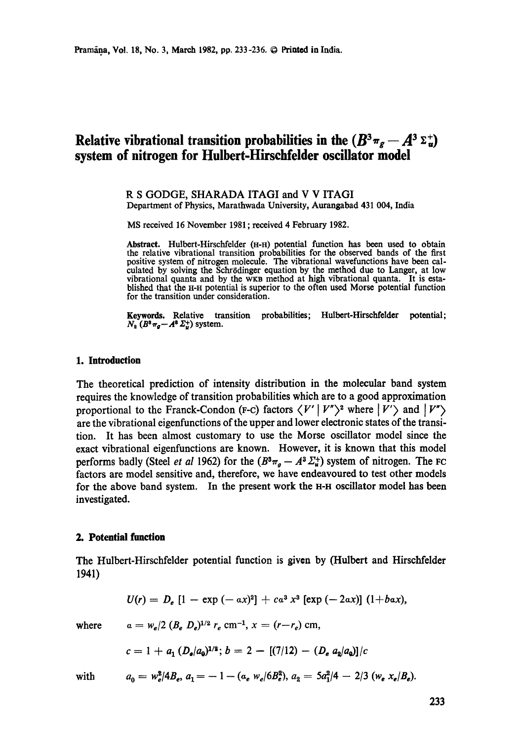# Relative vibrational transition probabilities in the $(B^3\pi_g - A^3\Sigma_u^+)$ system of nitrogen for Hulbert-Hirschfelder oscillator model

R S GODGE, SHARADA ITAGI and V V ITAGI

Department of Physics, Marathwada University, Aurangabad 431 004, India

MS received 16 November 1981; received 4 February 1982.

**Abstract.** Hulbert-Hirschfelder (H-H) potential function has been used to obtain the relative vibrational transition probabilities for the observed bands of the first positive system of nitrogen molecule. The vibrational wavefunctions have been calculated by solving the Schrödinger equation by the method due to Langer, at low vibrational quanta and by the WKB method at high vibrational quanta. It is established that the H-H potential is superior to the often used Morse potential function for the transition under consideration.

**Keywords.** Relative transition probabilities; Hulbert-Hirschfelder potential; $N_2$ $(B^3\pi_g - A^3\Sigma_u^+)$ system.

## 1. Introduction

The theoretical prediction of intensity distribution in the molecular band system requires the knowledge of transition probabilities which are to a good approximation proportional to the Franck-Condon (F-C) factors $\langle V' \mid V'' \rangle^2$ where $\mid V' \rangle$ and $\mid V'' \rangle$ are the vibrational eigenfunctions of the upper and lower electronic states of the transition. It has been almost customary to use the Morse oscillator model since the exact vibrational eigenfunctions are known. However, it is known that this model performs badly (Steel *et al* 1962) for the $(B^3\pi_g - A^3\Sigma_u^+)$ system of nitrogen. The FC factors are model sensitive and, therefore, we have endeavoured to test other models for the above band system. In the present work the H-H oscillator model has been investigated.

## 2. Potential function

The Hulbert-Hirschfelder potential function is given by (Hulbert and Hirschfelder 1941)

$$U(r) = D_e\,[1 - \exp(-ax)^2] + ca^3 x^3\,[\exp(-2ax)]\,(1 + bax),$$

where $\quad a = w_e/2\,(B_e D_e)^{1/2}\, r_e\ \text{cm}^{-1},\ x = (r - r_e)\ \text{cm},$

$$c = 1 + a_1\,(D_e/a_0)^{1/2};\ b = 2 - [(7/12) - (D_e\, a_2/a_0)]/c$$

with $\quad a_0 = w_e^2/4B_e,\ a_1 = -1 - (a_e\, w_e/6B_e^2),\ a_2 = 5a_1^2/4 - 2/3\,(w_e\, x_e/B_e).$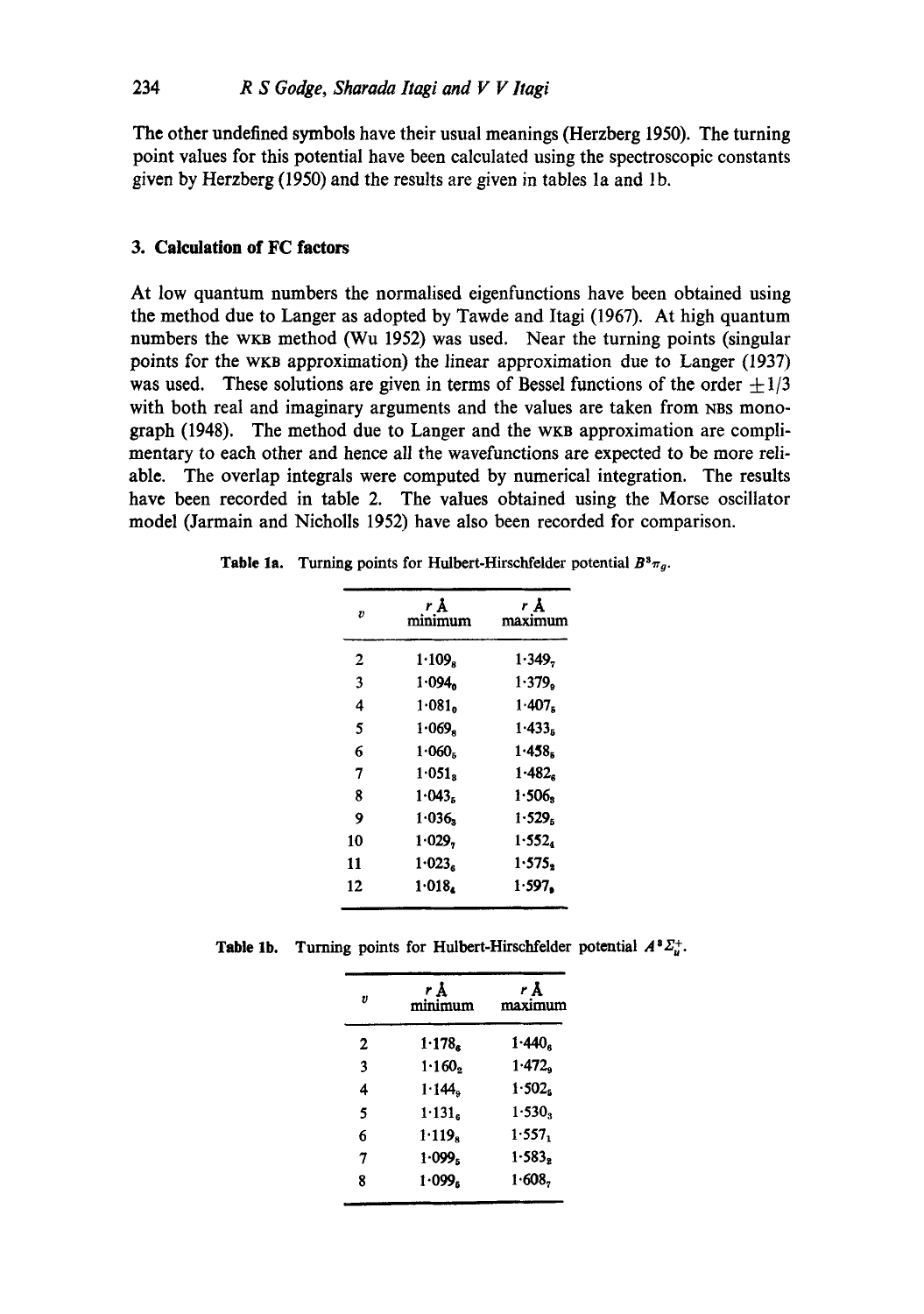The other undefined symbols have their usual meanings (Herzberg 1950). The turning point values for this potential have been calculated using the spectroscopic constants given by Herzberg (1950) and the results are given in tables 1a and 1b.

## 3. Calculation of FC factors

At low quantum numbers the normalised eigenfunctions have been obtained using the method due to Langer as adopted by Tawde and Itagi (1967). At high quantum numbers the WKB method (Wu 1952) was used. Near the turning points (singular points for the WKB approximation) the linear approximation due to Langer (1937) was used. These solutions are given in terms of Bessel functions of the order $\pm 1/3$ with both real and imaginary arguments and the values are taken from NBS monograph (1948). The method due to Langer and the WKB approximation are complimentary to each other and hence all the wavefunctions are expected to be more reliable. The overlap integrals were computed by numerical integration. The results have been recorded in table 2. The values obtained using the Morse oscillator model (Jarmain and Nicholls 1952) have also been recorded for comparison.

**Table 1a.** Turning points for Hulbert-Hirschfelder potential $B^3\pi_g$.

| $v$ | $r$ Å minimum | $r$ Å maximum |
|---|---|---|
| 2 | $1{\cdot}109_8$ | $1{\cdot}349_7$ |
| 3 | $1{\cdot}094_0$ | $1{\cdot}379_9$ |
| 4 | $1{\cdot}081_0$ | $1{\cdot}407_5$ |
| 5 | $1{\cdot}069_8$ | $1{\cdot}433_5$ |
| 6 | $1{\cdot}060_5$ | $1{\cdot}458_5$ |
| 7 | $1{\cdot}051_3$ | $1{\cdot}482_6$ |
| 8 | $1{\cdot}043_5$ | $1{\cdot}506_8$ |
| 9 | $1{\cdot}036_3$ | $1{\cdot}529_5$ |
| 10 | $1{\cdot}029_7$ | $1{\cdot}552_4$ |
| 11 | $1{\cdot}023_6$ | $1{\cdot}575_2$ |
| 12 | $1{\cdot}018_4$ | $1{\cdot}597_9$ |

**Table 1b.** Turning points for Hulbert-Hirschfelder potential $A^3\Sigma_u^+$.

| $v$ | $r$ Å minimum | $r$ Å maximum |
|---|---|---|
| 2 | $1{\cdot}178_6$ | $1{\cdot}440_6$ |
| 3 | $1{\cdot}160_2$ | $1{\cdot}472_9$ |
| 4 | $1{\cdot}144_9$ | $1{\cdot}502_5$ |
| 5 | $1{\cdot}131_6$ | $1{\cdot}530_3$ |
| 6 | $1{\cdot}119_8$ | $1{\cdot}557_1$ |
| 7 | $1{\cdot}099_5$ | $1{\cdot}583_2$ |
| 8 | $1{\cdot}099_6$ | $1{\cdot}608_7$ |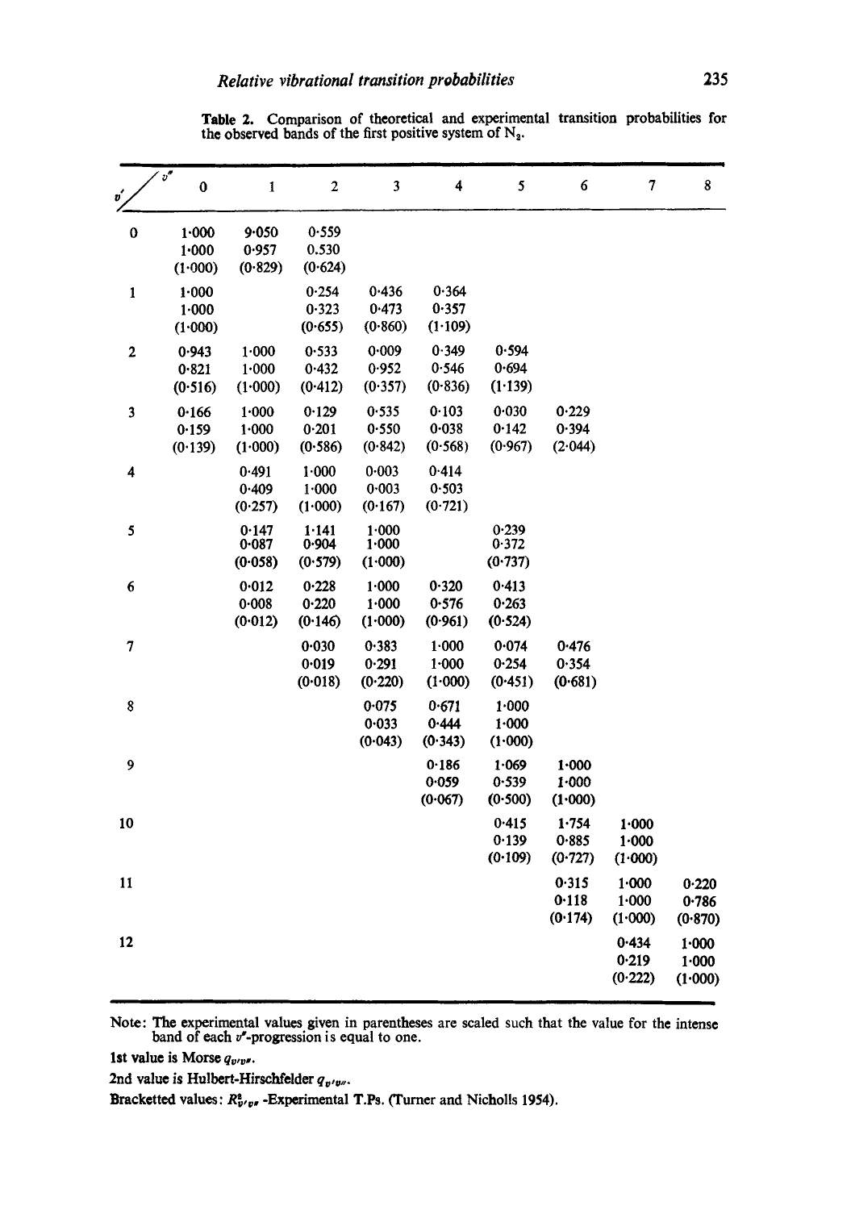**Table 2.** Comparison of theoretical and experimental transition probabilities for the observed bands of the first positive system of $N_2$.

| $v'$ \ $v''$ | 0 | 1 | 2 | 3 | 4 | 5 | 6 | 7 | 8 |
|---|---|---|---|---|---|---|---|---|---|
| 0 | 1·000<br>1·000<br>(1·000) | 9·050<br>0·957<br>(0·829) | 0·559<br>0.530<br>(0·624) | | | | | | |
| 1 | 1·000<br>1·000<br>(1·000) | | 0·254<br>0·323<br>(0·655) | 0·436<br>0·473<br>(0·860) | 0·364<br>0·357<br>(1·109) | | | | |
| 2 | 0·943<br>0·821<br>(0·516) | 1·000<br>1·000<br>(1·000) | 0·533<br>0·432<br>(0·412) | 0·009<br>0·952<br>(0·357) | 0·349<br>0·546<br>(0·836) | 0·594<br>0·694<br>(1·139) | | | |
| 3 | 0·166<br>0·159<br>(0·139) | 1·000<br>1·000<br>(1·000) | 0·129<br>0·201<br>(0·586) | 0·535<br>0·550<br>(0·842) | 0·103<br>0·038<br>(0·568) | 0·030<br>0·142<br>(0·967) | 0·229<br>0·394<br>(2·044) | | |
| 4 | | 0·491<br>0·409<br>(0·257) | 1·000<br>1·000<br>(1·000) | 0·003<br>0·003<br>(0·167) | 0·414<br>0·503<br>(0·721) | | | | |
| 5 | | 0·147<br>0·087<br>(0·058) | 1·141<br>0·904<br>(0·579) | 1·000<br>1·000<br>(1·000) | | 0·239<br>0·372<br>(0·737) | | | |
| 6 | | 0·012<br>0·008<br>(0·012) | 0·228<br>0·220<br>(0·146) | 1·000<br>1·000<br>(1·000) | 0·320<br>0·576<br>(0·961) | 0·413<br>0·263<br>(0·524) | | | |
| 7 | | | 0·030<br>0·019<br>(0·018) | 0·383<br>0·291<br>(0·220) | 1·000<br>1·000<br>(1·000) | 0·074<br>0·254<br>(0·451) | 0·476<br>0·354<br>(0·681) | | |
| 8 | | | | 0·075<br>0·033<br>(0·043) | 0·671<br>0·444<br>(0·343) | 1·000<br>1·000<br>(1·000) | | | |
| 9 | | | | | 0·186<br>0·059<br>(0·067) | 1·069<br>0·539<br>(0·500) | 1·000<br>1·000<br>(1·000) | | |
| 10 | | | | | | 0·415<br>0·139<br>(0·109) | 1·754<br>0·885<br>(0·727) | 1·000<br>1·000<br>(1·000) | |
| 11 | | | | | | | 0·315<br>0·118<br>(0·174) | 1·000<br>1·000<br>(1·000) | 0·220<br>0·786<br>(0·870) |
| 12 | | | | | | | | 0·434<br>0·219<br>(0·222) | 1·000<br>1·000<br>(1·000) |

Note: The experimental values given in parentheses are scaled such that the value for the intense band of each $v''$-progression is equal to one.

1st value is Morse $q_{v'v''}$.

2nd value is Hulbert-Hirschfelder $q_{v'v''}$.

Bracketted values: $R^2_{v'v''}$ -Experimental T.Ps. (Turner and Nicholls 1954).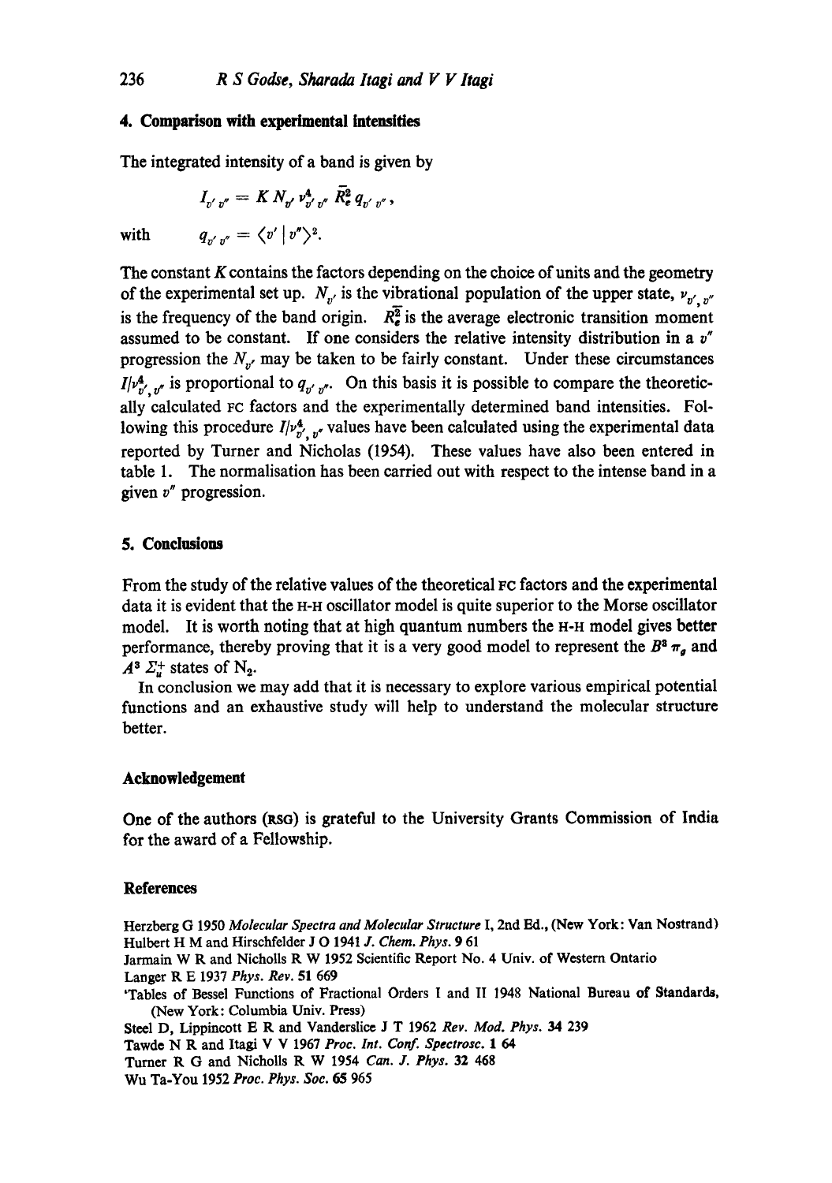## 4. Comparison with experimental intensities

The integrated intensity of a band is given by

$$I_{v' v''} = K N_{v'} \nu^4_{v' v''} \bar{R_e^2} q_{v' v''},$$

with $$q_{v' v''} = \langle v' \mid v'' \rangle^2.$$

The constant $K$ contains the factors depending on the choice of units and the geometry of the experimental set up. $N_{v'}$ is the vibrational population of the upper state, $\nu_{v', v''}$ is the frequency of the band origin. $\bar{R_e^2}$ is the average electronic transition moment assumed to be constant. If one considers the relative intensity distribution in a $v''$ progression the $N_{v'}$ may be taken to be fairly constant. Under these circumstances $I/\nu^4_{v', v''}$ is proportional to $q_{v' v''}$. On this basis it is possible to compare the theoretically calculated FC factors and the experimentally determined band intensities. Following this procedure $I/\nu^4_{v', v''}$ values have been calculated using the experimental data reported by Turner and Nicholas (1954). These values have also been entered in table 1. The normalisation has been carried out with respect to the intense band in a given $v''$ progression.

## 5. Conclusions

From the study of the relative values of the theoretical FC factors and the experimental data it is evident that the H-H oscillator model is quite superior to the Morse oscillator model. It is worth noting that at high quantum numbers the H-H model gives better performance, thereby proving that it is a very good model to represent the $B^3 \pi_g$ and $A^3 \Sigma_u^+$ states of $N_2$.

In conclusion we may add that it is necessary to explore various empirical potential functions and an exhaustive study will help to understand the molecular structure better.

## Acknowledgement

One of the authors (RSG) is grateful to the University Grants Commission of India for the award of a Fellowship.

## References

Herzberg G 1950 *Molecular Spectra and Molecular Structure* I, 2nd Ed., (New York: Van Nostrand)

Hulbert H M and Hirschfelder J O 1941 *J. Chem. Phys.* **9** 61

Jarmain W R and Nicholls R W 1952 Scientific Report No. 4 Univ. of Western Ontario

Langer R E 1937 *Phys. Rev.* **51** 669

'Tables of Bessel Functions of Fractional Orders I and II 1948 National Bureau of Standards, (New York: Columbia Univ. Press)

Steel D, Lippincott E R and Vanderslice J T 1962 *Rev. Mod. Phys.* **34** 239

Tawde N R and Itagi V V 1967 *Proc. Int. Conf. Spectrosc.* **1** 64

Turner R G and Nicholls R W 1954 *Can. J. Phys.* **32** 468

Wu Ta-You 1952 *Proc. Phys. Soc.* **65** 965